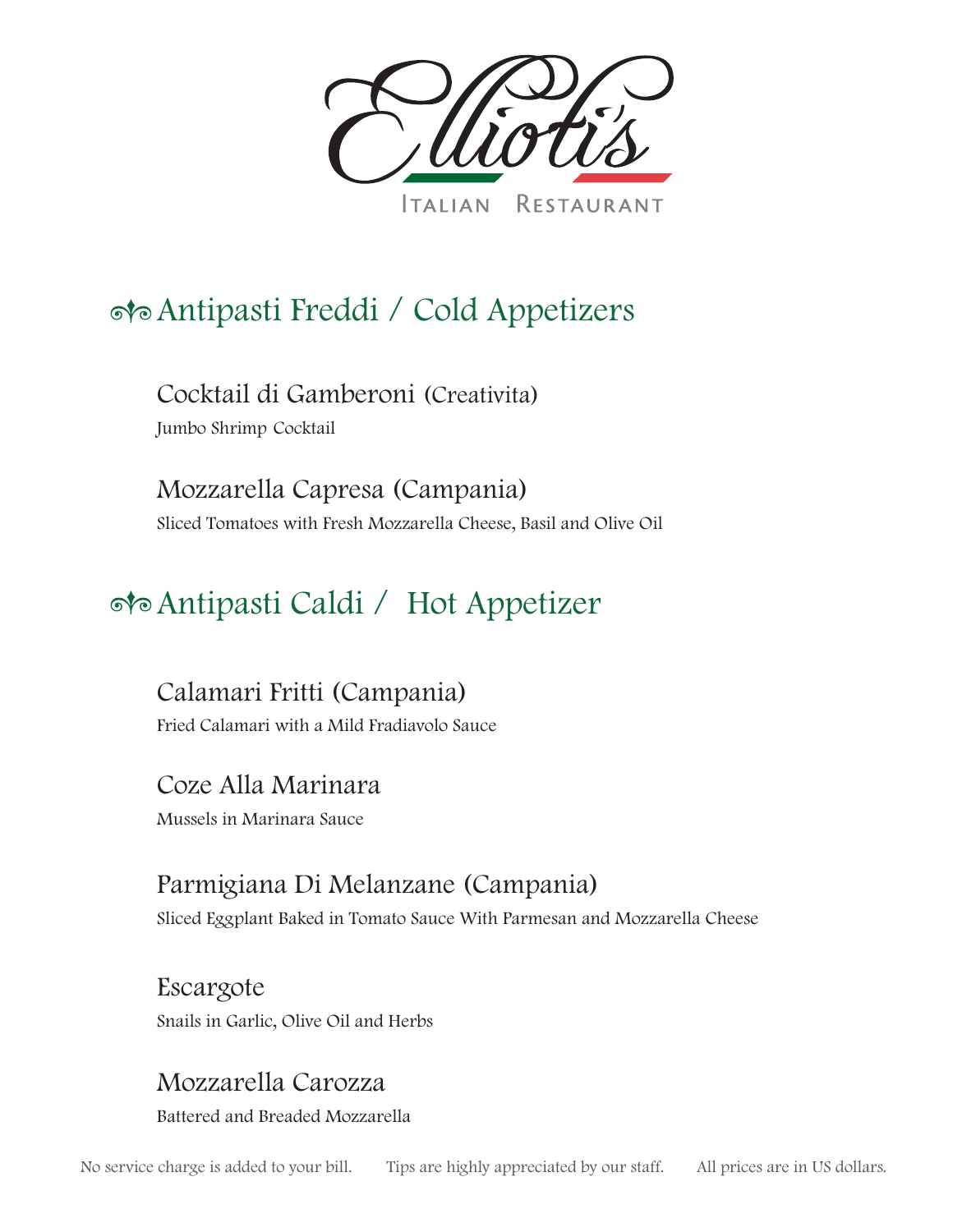# Elliot's

ITALIAN RESTAURANT

## Antipasti Freddi / Cold Appetizers

### Cocktail di Gamberoni (Creativita)

Jumbo Shrimp Cocktail

### Mozzarella Capresa (Campania)

Sliced Tomatoes with Fresh Mozzarella Cheese, Basil and Olive Oil

## Antipasti Caldi / Hot Appetizer

### Calamari Fritti (Campania)

Fried Calamari with a Mild Fradiavolo Sauce

### Coze Alla Marinara

Mussels in Marinara Sauce

### Parmigiana Di Melanzane (Campania)

Sliced Eggplant Baked in Tomato Sauce With Parmesan and Mozzarella Cheese

### Escargote

Snails in Garlic, Olive Oil and Herbs

### Mozzarella Carozza

Battered and Breaded Mozzarella

No service charge is added to your bill. Tips are highly appreciated by our staff. All prices are in US dollars.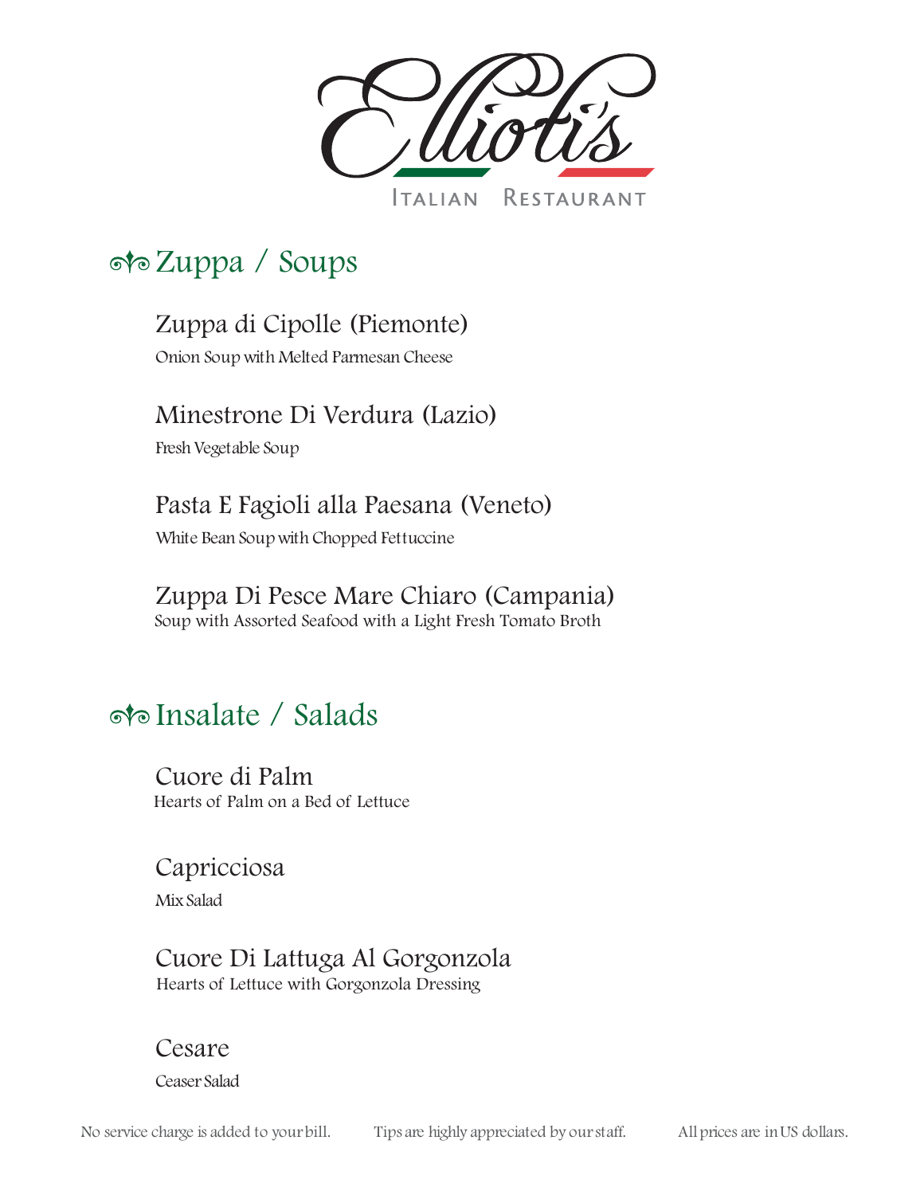# Elliott's

ITALIAN RESTAURANT

## ෴ Zuppa / Soups

### Zuppa di Cipolle (Piemonte)
Onion Soup with Melted Parmesan Cheese

### Minestrone Di Verdura (Lazio)
Fresh Vegetable Soup

### Pasta E Fagioli alla Paesana (Veneto)
White Bean Soup with Chopped Fettuccine

### Zuppa Di Pesce Mare Chiaro (Campania)
Soup with Assorted Seafood with a Light Fresh Tomato Broth

## ෴ Insalate / Salads

### Cuore di Palm
Hearts of Palm on a Bed of Lettuce

### Capricciosa
Mix Salad

### Cuore Di Lattuga Al Gorgonzola
Hearts of Lettuce with Gorgonzola Dressing

### Cesare
Ceaser Salad

No service charge is added to your bill. Tips are highly appreciated by our staff. All prices are in US dollars.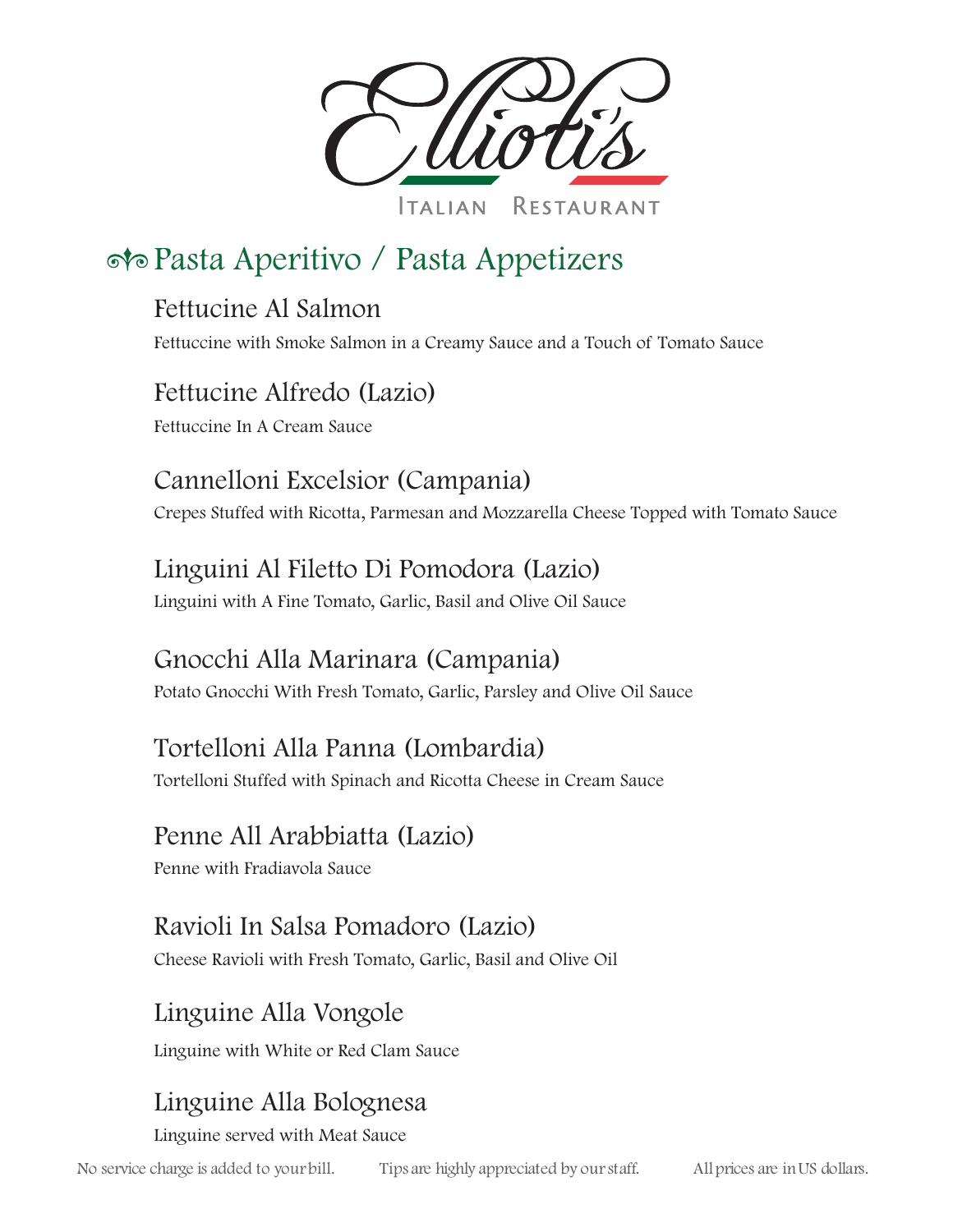# Elliott's

ITALIAN RESTAURANT

## Pasta Aperitivo / Pasta Appetizers

### Fettucine Al Salmon

Fettuccine with Smoke Salmon in a Creamy Sauce and a Touch of Tomato Sauce

### Fettucine Alfredo (Lazio)

Fettuccine In A Cream Sauce

### Cannelloni Excelsior (Campania)

Crepes Stuffed with Ricotta, Parmesan and Mozzarella Cheese Topped with Tomato Sauce

### Linguini Al Filetto Di Pomodora (Lazio)

Linguini with A Fine Tomato, Garlic, Basil and Olive Oil Sauce

### Gnocchi Alla Marinara (Campania)

Potato Gnocchi With Fresh Tomato, Garlic, Parsley and Olive Oil Sauce

### Tortelloni Alla Panna (Lombardia)

Tortelloni Stuffed with Spinach and Ricotta Cheese in Cream Sauce

### Penne All Arabbiatta (Lazio)

Penne with Fradiavola Sauce

### Ravioli In Salsa Pomadoro (Lazio)

Cheese Ravioli with Fresh Tomato, Garlic, Basil and Olive Oil

### Linguine Alla Vongole

Linguine with White or Red Clam Sauce

### Linguine Alla Bolognesa

Linguine served with Meat Sauce

No service charge is added to your bill. Tips are highly appreciated by our staff. All prices are in US dollars.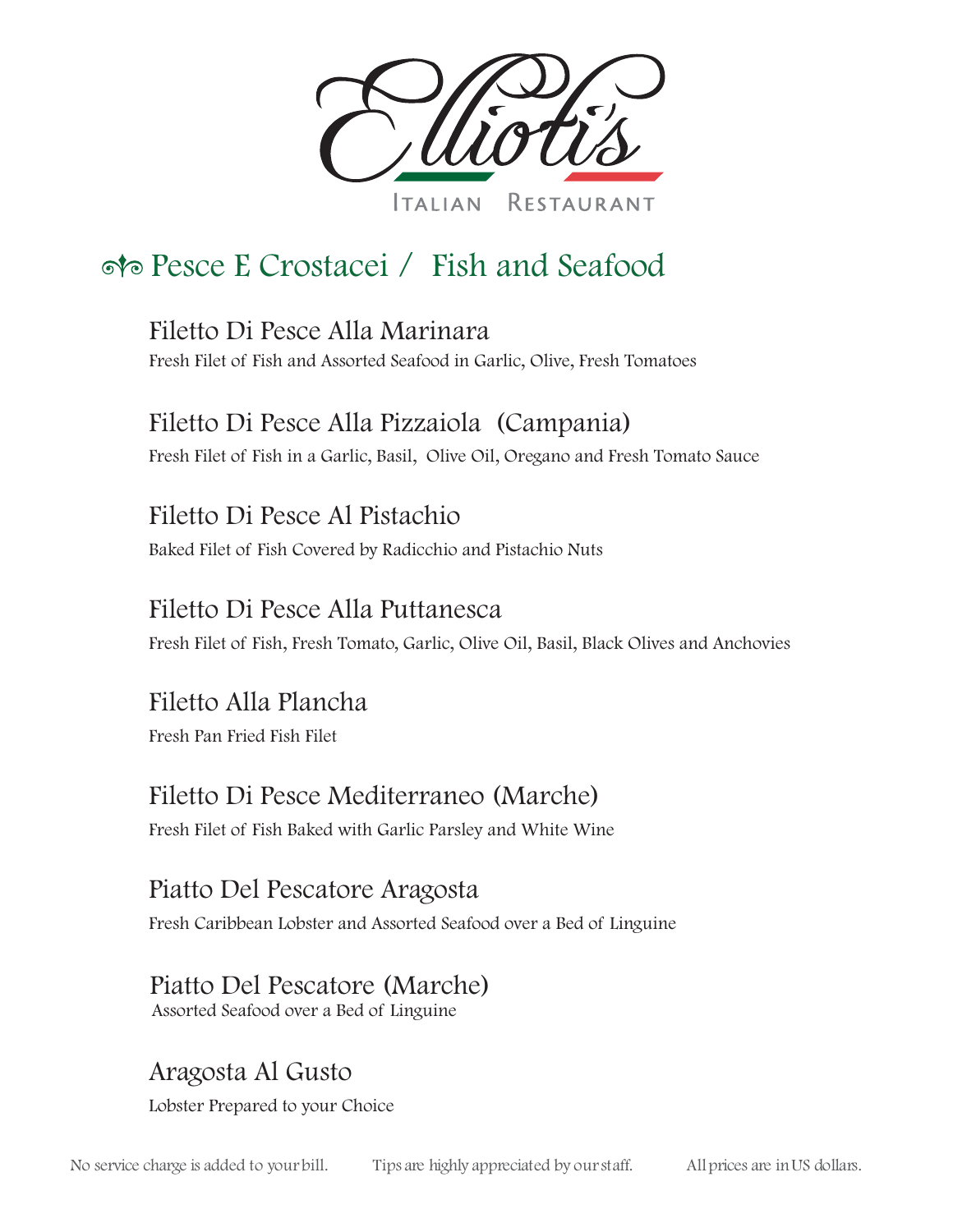# Elliot's

ITALIAN RESTAURANT

## Pesce E Crostacei / Fish and Seafood

### Filetto Di Pesce Alla Marinara

Fresh Filet of Fish and Assorted Seafood in Garlic, Olive, Fresh Tomatoes

### Filetto Di Pesce Alla Pizzaiola (Campania)

Fresh Filet of Fish in a Garlic, Basil, Olive Oil, Oregano and Fresh Tomato Sauce

### Filetto Di Pesce Al Pistachio

Baked Filet of Fish Covered by Radicchio and Pistachio Nuts

### Filetto Di Pesce Alla Puttanesca

Fresh Filet of Fish, Fresh Tomato, Garlic, Olive Oil, Basil, Black Olives and Anchovies

### Filetto Alla Plancha

Fresh Pan Fried Fish Filet

### Filetto Di Pesce Mediterraneo (Marche)

Fresh Filet of Fish Baked with Garlic Parsley and White Wine

### Piatto Del Pescatore Aragosta

Fresh Caribbean Lobster and Assorted Seafood over a Bed of Linguine

### Piatto Del Pescatore (Marche)

Assorted Seafood over a Bed of Linguine

### Aragosta Al Gusto

Lobster Prepared to your Choice

No service charge is added to your bill. Tips are highly appreciated by our staff. All prices are in US dollars.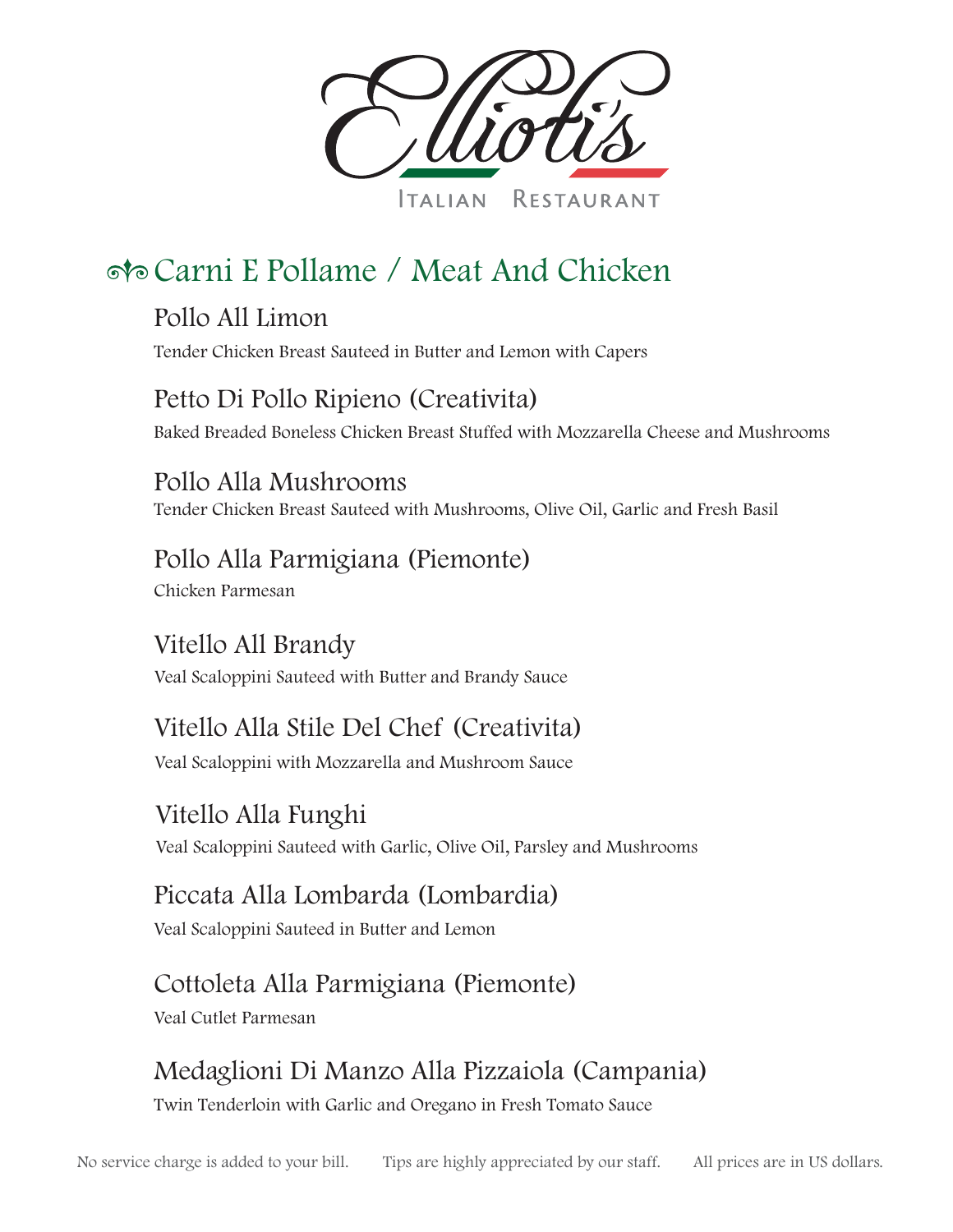# Elliott's

Italian Restaurant

## Carni E Pollame / Meat And Chicken

### Pollo All Limon

Tender Chicken Breast Sauteed in Butter and Lemon with Capers

### Petto Di Pollo Ripieno (Creativita)

Baked Breaded Boneless Chicken Breast Stuffed with Mozzarella Cheese and Mushrooms

### Pollo Alla Mushrooms

Tender Chicken Breast Sauteed with Mushrooms, Olive Oil, Garlic and Fresh Basil

### Pollo Alla Parmigiana (Piemonte)

Chicken Parmesan

### Vitello All Brandy

Veal Scaloppini Sauteed with Butter and Brandy Sauce

### Vitello Alla Stile Del Chef (Creativita)

Veal Scaloppini with Mozzarella and Mushroom Sauce

### Vitello Alla Funghi

Veal Scaloppini Sauteed with Garlic, Olive Oil, Parsley and Mushrooms

### Piccata Alla Lombarda (Lombardia)

Veal Scaloppini Sauteed in Butter and Lemon

### Cottoleta Alla Parmigiana (Piemonte)

Veal Cutlet Parmesan

### Medaglioni Di Manzo Alla Pizzaiola (Campania)

Twin Tenderloin with Garlic and Oregano in Fresh Tomato Sauce

No service charge is added to your bill. Tips are highly appreciated by our staff. All prices are in US dollars.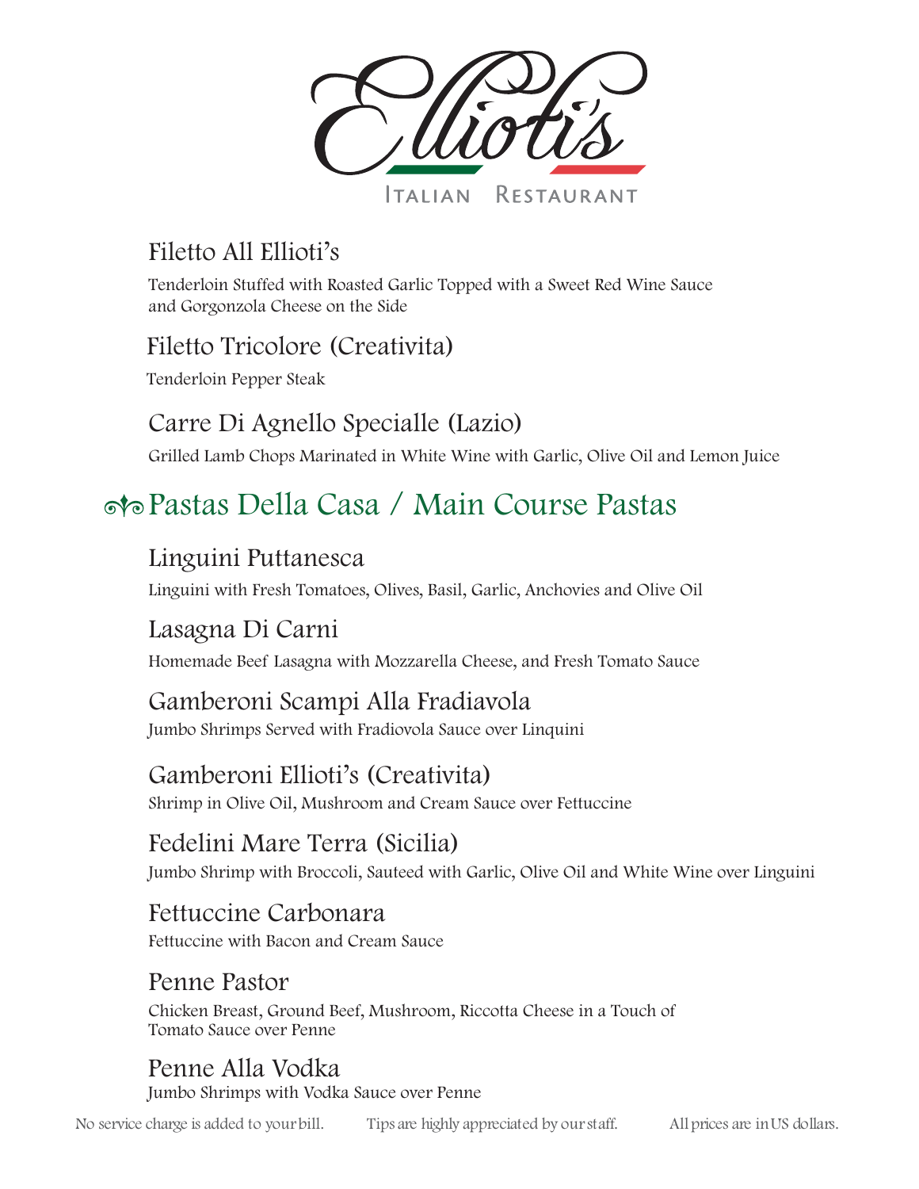# Ellioti's

Italian Restaurant

### Filetto All Ellioti's

Tenderloin Stuffed with Roasted Garlic Topped with a Sweet Red Wine Sauce and Gorgonzola Cheese on the Side

### Filetto Tricolore (Creativita)

Tenderloin Pepper Steak

### Carre Di Agnello Specialle (Lazio)

Grilled Lamb Chops Marinated in White Wine with Garlic, Olive Oil and Lemon Juice

## Pastas Della Casa / Main Course Pastas

### Linguini Puttanesca

Linguini with Fresh Tomatoes, Olives, Basil, Garlic, Anchovies and Olive Oil

### Lasagna Di Carni

Homemade Beef Lasagna with Mozzarella Cheese, and Fresh Tomato Sauce

### Gamberoni Scampi Alla Fradiavola

Jumbo Shrimps Served with Fradiovola Sauce over Linquini

### Gamberoni Ellioti's (Creativita)

Shrimp in Olive Oil, Mushroom and Cream Sauce over Fettuccine

### Fedelini Mare Terra (Sicilia)

Jumbo Shrimp with Broccoli, Sauteed with Garlic, Olive Oil and White Wine over Linguini

### Fettuccine Carbonara

Fettuccine with Bacon and Cream Sauce

### Penne Pastor

Chicken Breast, Ground Beef, Mushroom, Riccotta Cheese in a Touch of Tomato Sauce over Penne

### Penne Alla Vodka

Jumbo Shrimps with Vodka Sauce over Penne

No service charge is added to your bill. Tips are highly appreciated by our staff. All prices are in US dollars.